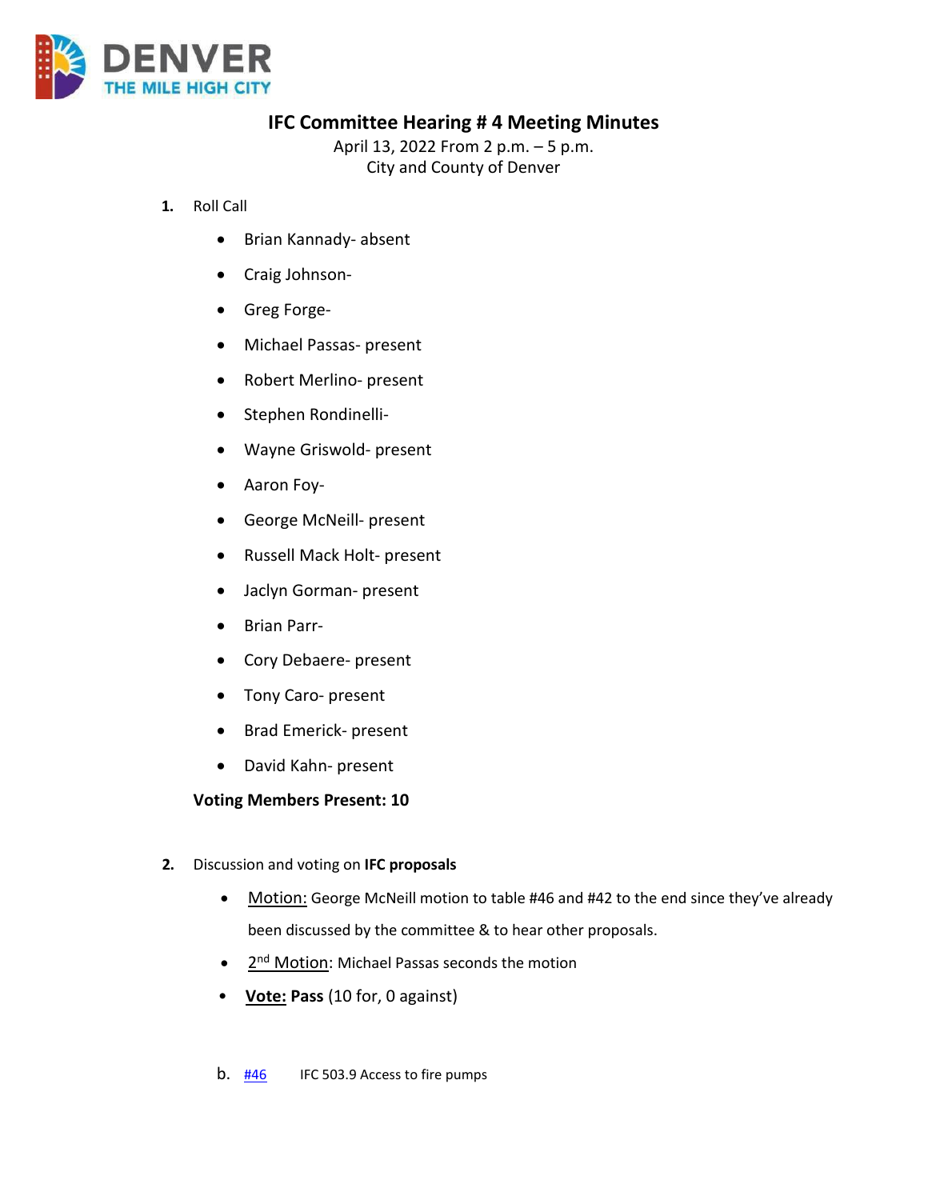# IFC Committee Hearing # 4 Meeting Minutes

April 13, 2022 From 2 p.m. – 5 p.m.
City and County of Denver

1. Roll Call

   - Brian Kannady- absent
   - Craig Johnson-
   - Greg Forge-
   - Michael Passas- present
   - Robert Merlino- present
   - Stephen Rondinelli-
   - Wayne Griswold- present
   - Aaron Foy-
   - George McNeill- present
   - Russell Mack Holt- present
   - Jaclyn Gorman- present
   - Brian Parr-
   - Cory Debaere- present
   - Tony Caro- present
   - Brad Emerick- present
   - David Kahn- present

   **Voting Members Present: 10**

2. Discussion and voting on **IFC proposals**

   - Motion: George McNeill motion to table #46 and #42 to the end since they've already been discussed by the committee & to hear other proposals.
   - 2nd Motion: Michael Passas seconds the motion
   - **Vote: Pass** (10 for, 0 against)

   b. #46 IFC 503.9 Access to fire pumps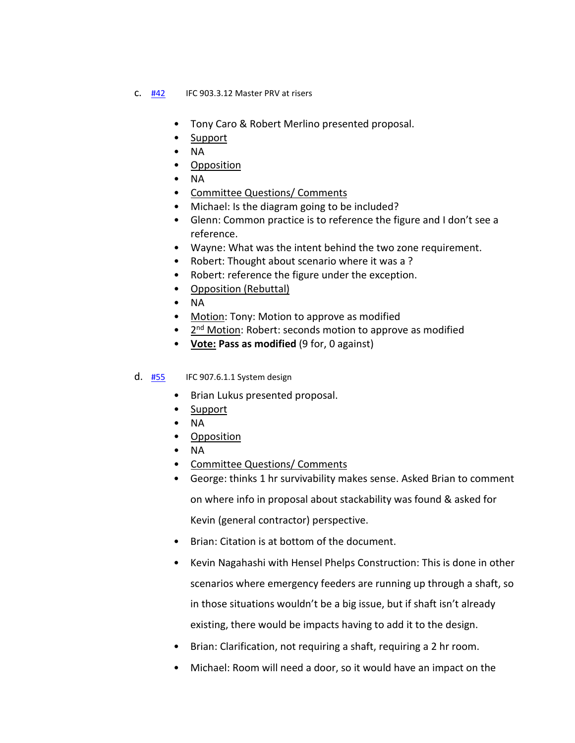c. #42 IFC 903.3.12 Master PRV at risers

- Tony Caro & Robert Merlino presented proposal.
- Support
- NA
- Opposition
- NA
- Committee Questions/ Comments
- Michael: Is the diagram going to be included?
- Glenn: Common practice is to reference the figure and I don't see a reference.
- Wayne: What was the intent behind the two zone requirement.
- Robert: Thought about scenario where it was a ?
- Robert: reference the figure under the exception.
- Opposition (Rebuttal)
- NA
- Motion: Tony: Motion to approve as modified
- 2nd Motion: Robert: seconds motion to approve as modified
- **Vote: Pass as modified** (9 for, 0 against)

d. #55 IFC 907.6.1.1 System design

- Brian Lukus presented proposal.
- Support
- NA
- Opposition
- NA
- Committee Questions/ Comments
- George: thinks 1 hr survivability makes sense. Asked Brian to comment on where info in proposal about stackability was found & asked for Kevin (general contractor) perspective.
- Brian: Citation is at bottom of the document.
- Kevin Nagahashi with Hensel Phelps Construction: This is done in other scenarios where emergency feeders are running up through a shaft, so in those situations wouldn't be a big issue, but if shaft isn't already existing, there would be impacts having to add it to the design.
- Brian: Clarification, not requiring a shaft, requiring a 2 hr room.
- Michael: Room will need a door, so it would have an impact on the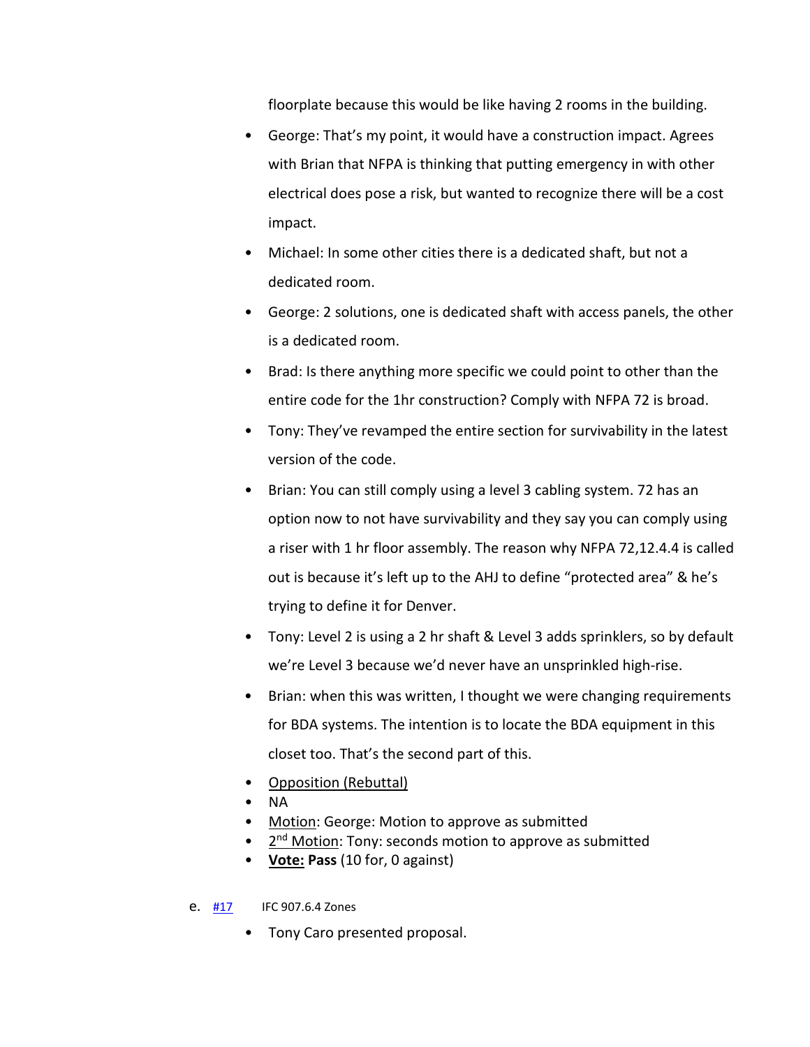floorplate because this would be like having 2 rooms in the building.

- George: That's my point, it would have a construction impact. Agrees with Brian that NFPA is thinking that putting emergency in with other electrical does pose a risk, but wanted to recognize there will be a cost impact.
- Michael: In some other cities there is a dedicated shaft, but not a dedicated room.
- George: 2 solutions, one is dedicated shaft with access panels, the other is a dedicated room.
- Brad: Is there anything more specific we could point to other than the entire code for the 1hr construction? Comply with NFPA 72 is broad.
- Tony: They've revamped the entire section for survivability in the latest version of the code.
- Brian: You can still comply using a level 3 cabling system. 72 has an option now to not have survivability and they say you can comply using a riser with 1 hr floor assembly. The reason why NFPA 72,12.4.4 is called out is because it's left up to the AHJ to define "protected area" & he's trying to define it for Denver.
- Tony: Level 2 is using a 2 hr shaft & Level 3 adds sprinklers, so by default we're Level 3 because we'd never have an unsprinkled high-rise.
- Brian: when this was written, I thought we were changing requirements for BDA systems. The intention is to locate the BDA equipment in this closet too. That's the second part of this.
- Opposition (Rebuttal)
- NA
- Motion: George: Motion to approve as submitted
- 2nd Motion: Tony: seconds motion to approve as submitted
- **Vote: Pass** (10 for, 0 against)

e. #17 IFC 907.6.4 Zones

- Tony Caro presented proposal.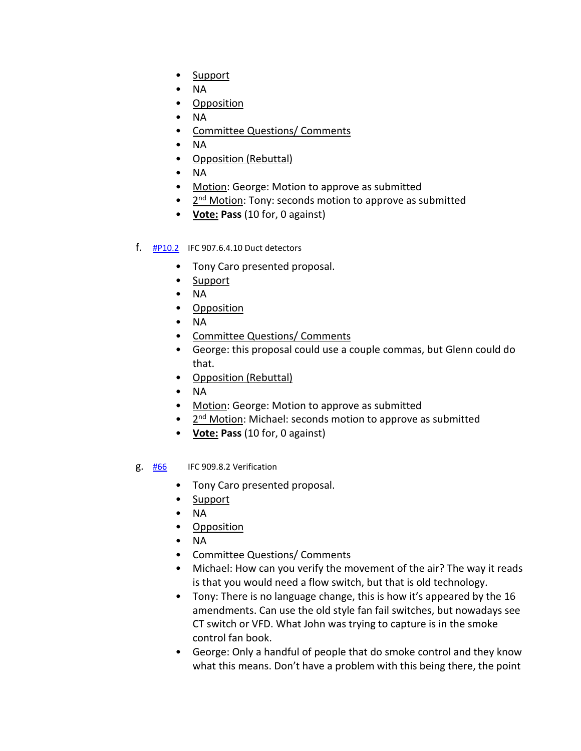- Support
- NA
- Opposition
- NA
- Committee Questions/ Comments
- NA
- Opposition (Rebuttal)
- NA
- Motion: George: Motion to approve as submitted
- 2nd Motion: Tony: seconds motion to approve as submitted
- **Vote: Pass** (10 for, 0 against)

f. #P10.2 IFC 907.6.4.10 Duct detectors

- Tony Caro presented proposal.
- Support
- NA
- Opposition
- NA
- Committee Questions/ Comments
- George: this proposal could use a couple commas, but Glenn could do that.
- Opposition (Rebuttal)
- NA
- Motion: George: Motion to approve as submitted
- 2nd Motion: Michael: seconds motion to approve as submitted
- **Vote: Pass** (10 for, 0 against)

g. #66 IFC 909.8.2 Verification

- Tony Caro presented proposal.
- Support
- NA
- Opposition
- NA
- Committee Questions/ Comments
- Michael: How can you verify the movement of the air? The way it reads is that you would need a flow switch, but that is old technology.
- Tony: There is no language change, this is how it's appeared by the 16 amendments. Can use the old style fan fail switches, but nowadays see CT switch or VFD. What John was trying to capture is in the smoke control fan book.
- George: Only a handful of people that do smoke control and they know what this means. Don't have a problem with this being there, the point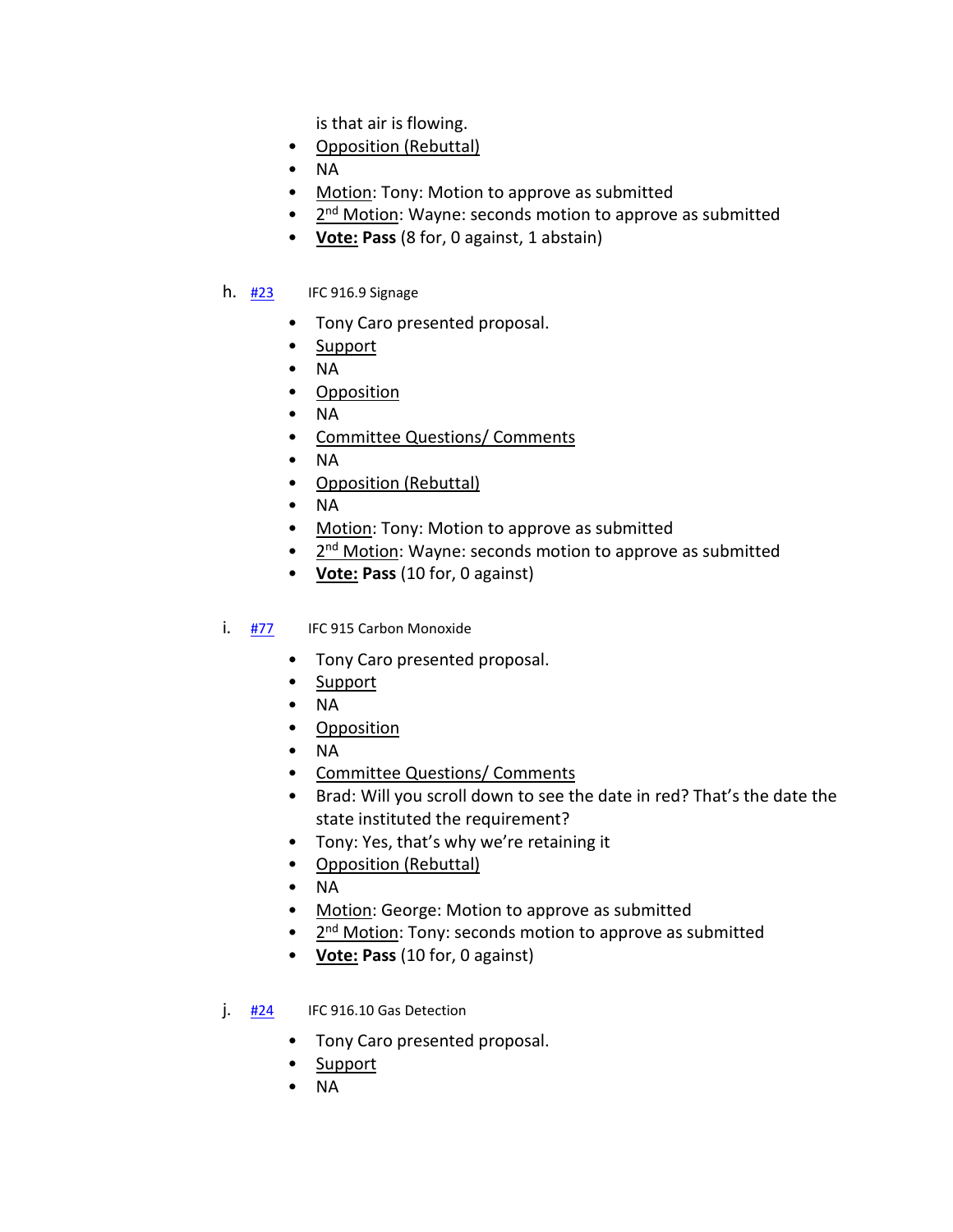is that air is flowing.

- Opposition (Rebuttal)
- NA
- Motion: Tony: Motion to approve as submitted
- 2nd Motion: Wayne: seconds motion to approve as submitted
- **Vote: Pass** (8 for, 0 against, 1 abstain)

h. #23 IFC 916.9 Signage

- Tony Caro presented proposal.
- Support
- NA
- Opposition
- NA
- Committee Questions/ Comments
- NA
- Opposition (Rebuttal)
- NA
- Motion: Tony: Motion to approve as submitted
- 2nd Motion: Wayne: seconds motion to approve as submitted
- **Vote: Pass** (10 for, 0 against)

i. #77 IFC 915 Carbon Monoxide

- Tony Caro presented proposal.
- Support
- NA
- Opposition
- NA
- Committee Questions/ Comments
- Brad: Will you scroll down to see the date in red? That's the date the state instituted the requirement?
- Tony: Yes, that's why we're retaining it
- Opposition (Rebuttal)
- NA
- Motion: George: Motion to approve as submitted
- 2nd Motion: Tony: seconds motion to approve as submitted
- **Vote: Pass** (10 for, 0 against)

j. #24 IFC 916.10 Gas Detection

- Tony Caro presented proposal.
- Support
- NA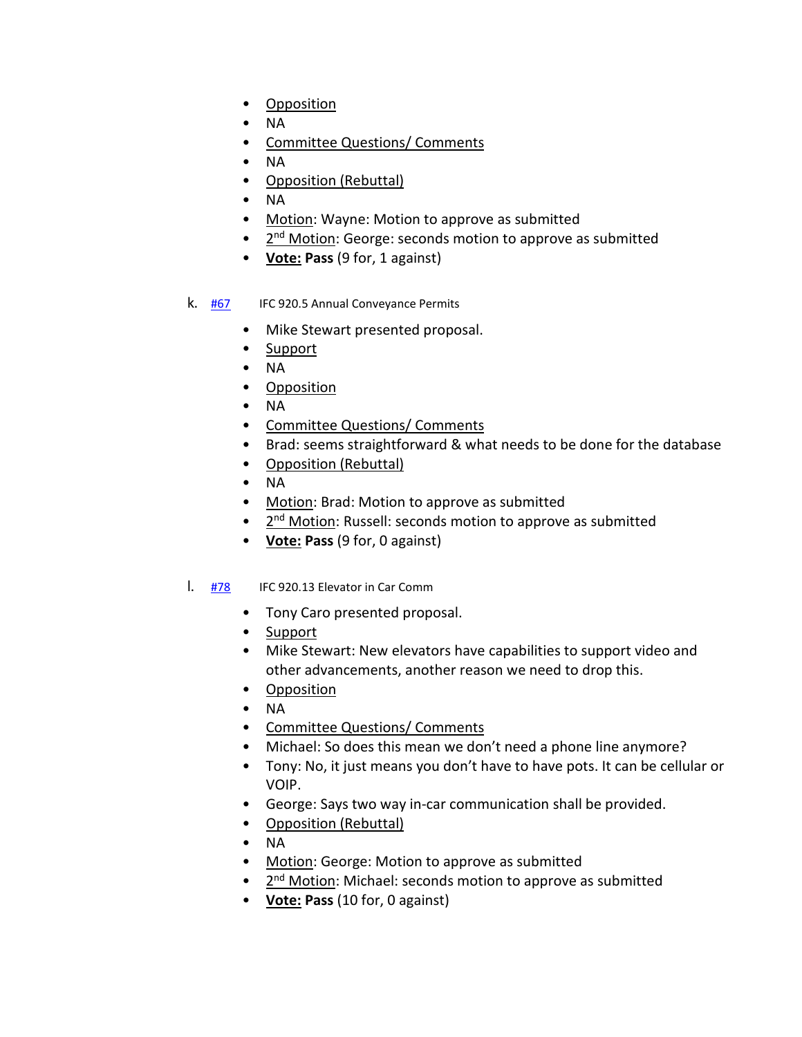- Opposition
- NA
- Committee Questions/ Comments
- NA
- Opposition (Rebuttal)
- NA
- Motion: Wayne: Motion to approve as submitted
- 2nd Motion: George: seconds motion to approve as submitted
- **Vote: Pass** (9 for, 1 against)

k. #67 IFC 920.5 Annual Conveyance Permits

- Mike Stewart presented proposal.
- Support
- NA
- Opposition
- NA
- Committee Questions/ Comments
- Brad: seems straightforward & what needs to be done for the database
- Opposition (Rebuttal)
- NA
- Motion: Brad: Motion to approve as submitted
- 2nd Motion: Russell: seconds motion to approve as submitted
- **Vote: Pass** (9 for, 0 against)

l. #78 IFC 920.13 Elevator in Car Comm

- Tony Caro presented proposal.
- Support
- Mike Stewart: New elevators have capabilities to support video and other advancements, another reason we need to drop this.
- Opposition
- NA
- Committee Questions/ Comments
- Michael: So does this mean we don't need a phone line anymore?
- Tony: No, it just means you don't have to have pots. It can be cellular or VOIP.
- George: Says two way in-car communication shall be provided.
- Opposition (Rebuttal)
- NA
- Motion: George: Motion to approve as submitted
- 2nd Motion: Michael: seconds motion to approve as submitted
- **Vote: Pass** (10 for, 0 against)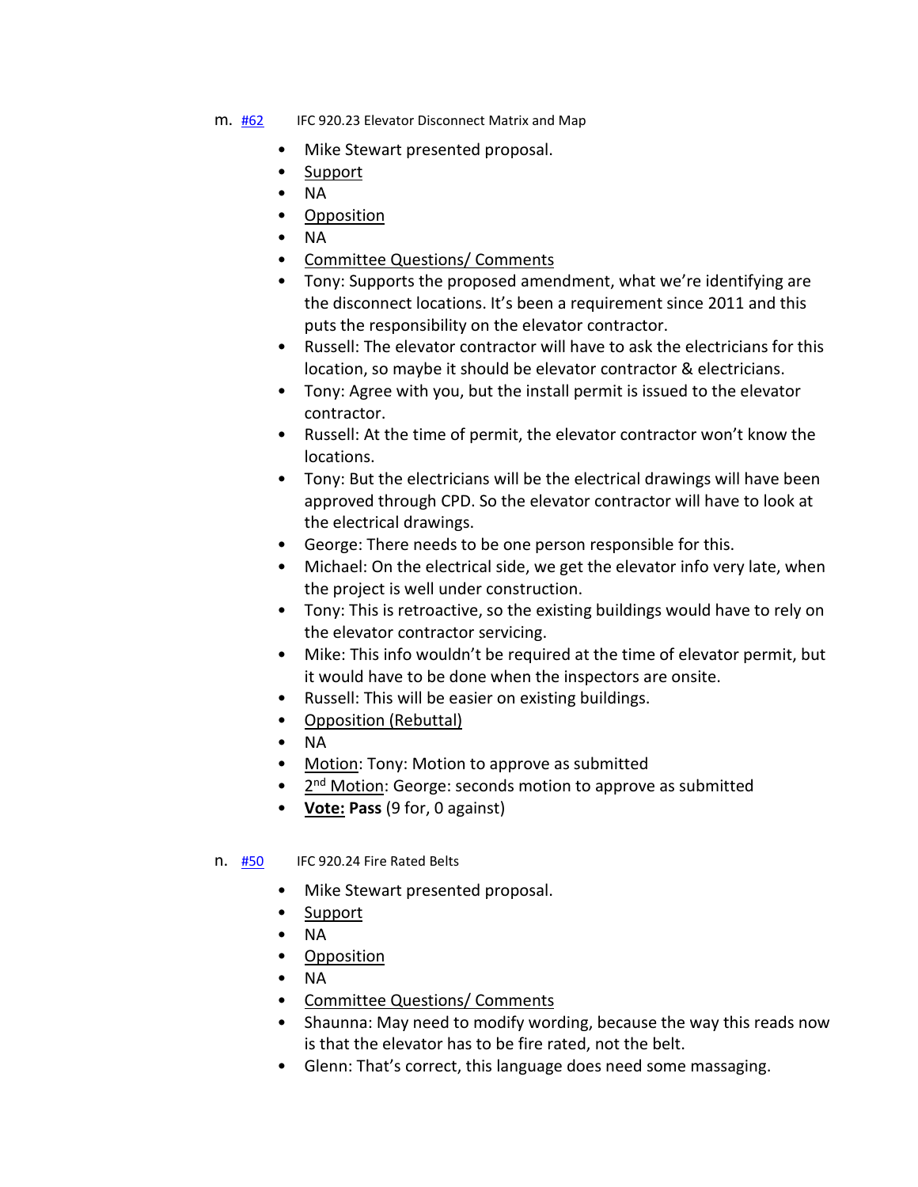m. [#62](#62) IFC 920.23 Elevator Disconnect Matrix and Map

- Mike Stewart presented proposal.
- Support
- NA
- Opposition
- NA
- Committee Questions/ Comments
- Tony: Supports the proposed amendment, what we're identifying are the disconnect locations. It's been a requirement since 2011 and this puts the responsibility on the elevator contractor.
- Russell: The elevator contractor will have to ask the electricians for this location, so maybe it should be elevator contractor & electricians.
- Tony: Agree with you, but the install permit is issued to the elevator contractor.
- Russell: At the time of permit, the elevator contractor won't know the locations.
- Tony: But the electricians will be the electrical drawings will have been approved through CPD. So the elevator contractor will have to look at the electrical drawings.
- George: There needs to be one person responsible for this.
- Michael: On the electrical side, we get the elevator info very late, when the project is well under construction.
- Tony: This is retroactive, so the existing buildings would have to rely on the elevator contractor servicing.
- Mike: This info wouldn't be required at the time of elevator permit, but it would have to be done when the inspectors are onsite.
- Russell: This will be easier on existing buildings.
- Opposition (Rebuttal)
- NA
- Motion: Tony: Motion to approve as submitted
- 2nd Motion: George: seconds motion to approve as submitted
- **Vote: Pass** (9 for, 0 against)

n. [#50](#50) IFC 920.24 Fire Rated Belts

- Mike Stewart presented proposal.
- Support
- NA
- Opposition
- NA
- Committee Questions/ Comments
- Shaunna: May need to modify wording, because the way this reads now is that the elevator has to be fire rated, not the belt.
- Glenn: That's correct, this language does need some massaging.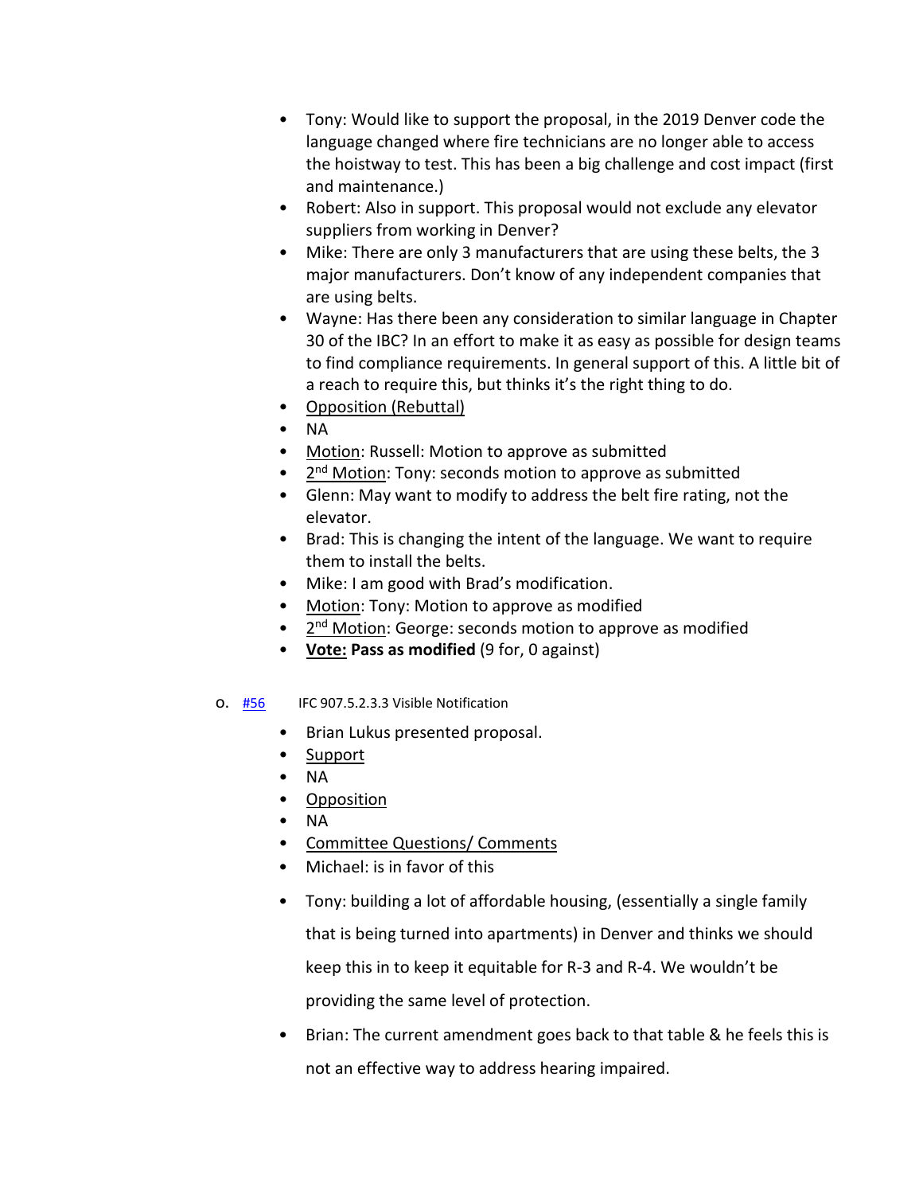- Tony: Would like to support the proposal, in the 2019 Denver code the language changed where fire technicians are no longer able to access the hoistway to test. This has been a big challenge and cost impact (first and maintenance.)
- Robert: Also in support. This proposal would not exclude any elevator suppliers from working in Denver?
- Mike: There are only 3 manufacturers that are using these belts, the 3 major manufacturers. Don't know of any independent companies that are using belts.
- Wayne: Has there been any consideration to similar language in Chapter 30 of the IBC? In an effort to make it as easy as possible for design teams to find compliance requirements. In general support of this. A little bit of a reach to require this, but thinks it's the right thing to do.
- Opposition (Rebuttal)
- NA
- Motion: Russell: Motion to approve as submitted
- 2nd Motion: Tony: seconds motion to approve as submitted
- Glenn: May want to modify to address the belt fire rating, not the elevator.
- Brad: This is changing the intent of the language. We want to require them to install the belts.
- Mike: I am good with Brad's modification.
- Motion: Tony: Motion to approve as modified
- 2nd Motion: George: seconds motion to approve as modified
- **Vote: Pass as modified** (9 for, 0 against)

o. #56 IFC 907.5.2.3.3 Visible Notification

- Brian Lukus presented proposal.
- Support
- NA
- Opposition
- NA
- Committee Questions/ Comments
- Michael: is in favor of this
- Tony: building a lot of affordable housing, (essentially a single family that is being turned into apartments) in Denver and thinks we should keep this in to keep it equitable for R-3 and R-4. We wouldn't be providing the same level of protection.
- Brian: The current amendment goes back to that table & he feels this is not an effective way to address hearing impaired.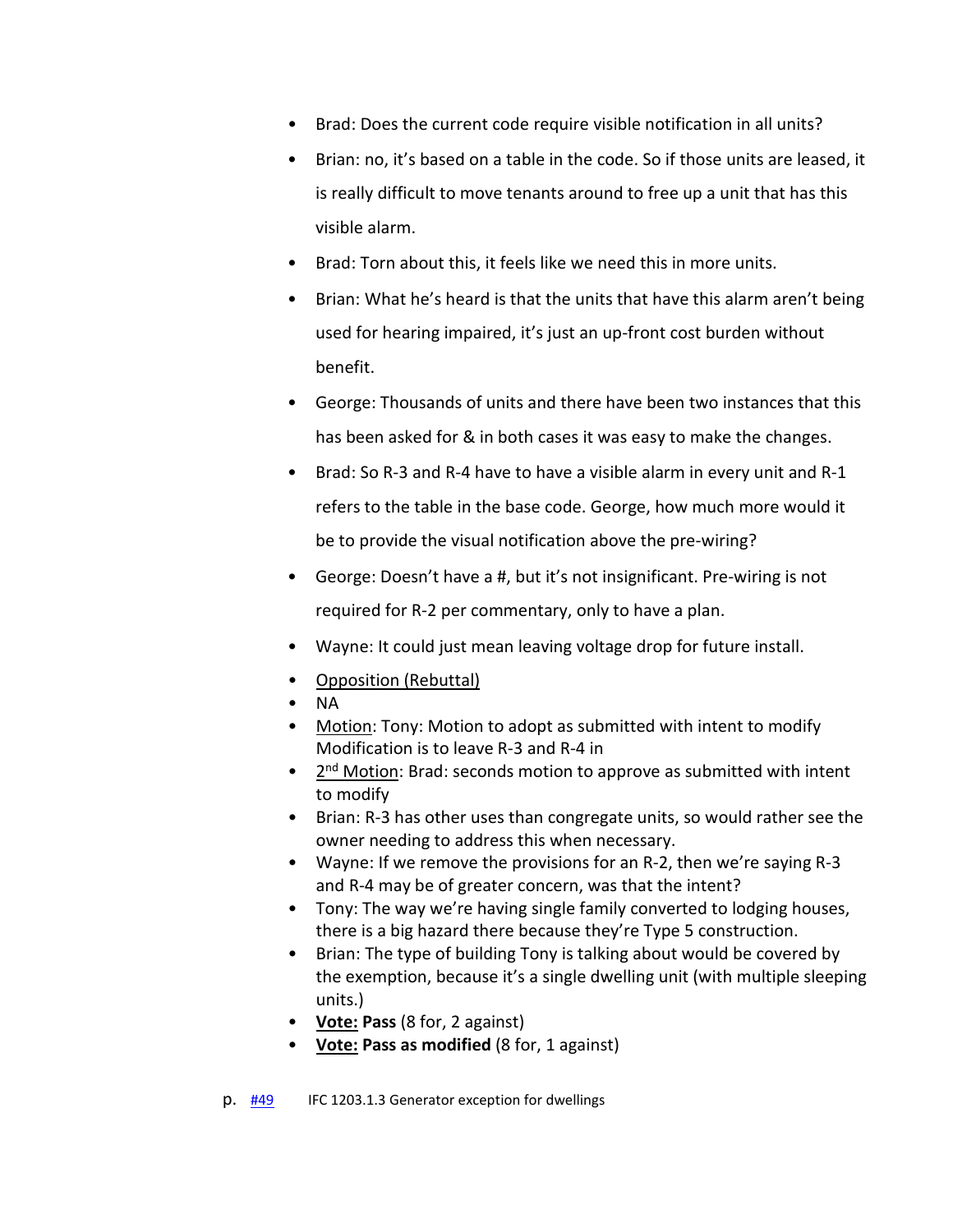- Brad: Does the current code require visible notification in all units?
- Brian: no, it's based on a table in the code. So if those units are leased, it is really difficult to move tenants around to free up a unit that has this visible alarm.
- Brad: Torn about this, it feels like we need this in more units.
- Brian: What he's heard is that the units that have this alarm aren't being used for hearing impaired, it's just an up-front cost burden without benefit.
- George: Thousands of units and there have been two instances that this has been asked for & in both cases it was easy to make the changes.
- Brad: So R-3 and R-4 have to have a visible alarm in every unit and R-1 refers to the table in the base code. George, how much more would it be to provide the visual notification above the pre-wiring?
- George: Doesn't have a #, but it's not insignificant. Pre-wiring is not required for R-2 per commentary, only to have a plan.
- Wayne: It could just mean leaving voltage drop for future install.
- <u>Opposition (Rebuttal)</u>
- NA
- <u>Motion</u>: Tony: Motion to adopt as submitted with intent to modify Modification is to leave R-3 and R-4 in
- <u>2nd Motion</u>: Brad: seconds motion to approve as submitted with intent to modify
- Brian: R-3 has other uses than congregate units, so would rather see the owner needing to address this when necessary.
- Wayne: If we remove the provisions for an R-2, then we're saying R-3 and R-4 may be of greater concern, was that the intent?
- Tony: The way we're having single family converted to lodging houses, there is a big hazard there because they're Type 5 construction.
- Brian: The type of building Tony is talking about would be covered by the exemption, because it's a single dwelling unit (with multiple sleeping units.)
- **<u>Vote:</u> Pass** (8 for, 2 against)
- **<u>Vote:</u> Pass as modified** (8 for, 1 against)

p. #49 IFC 1203.1.3 Generator exception for dwellings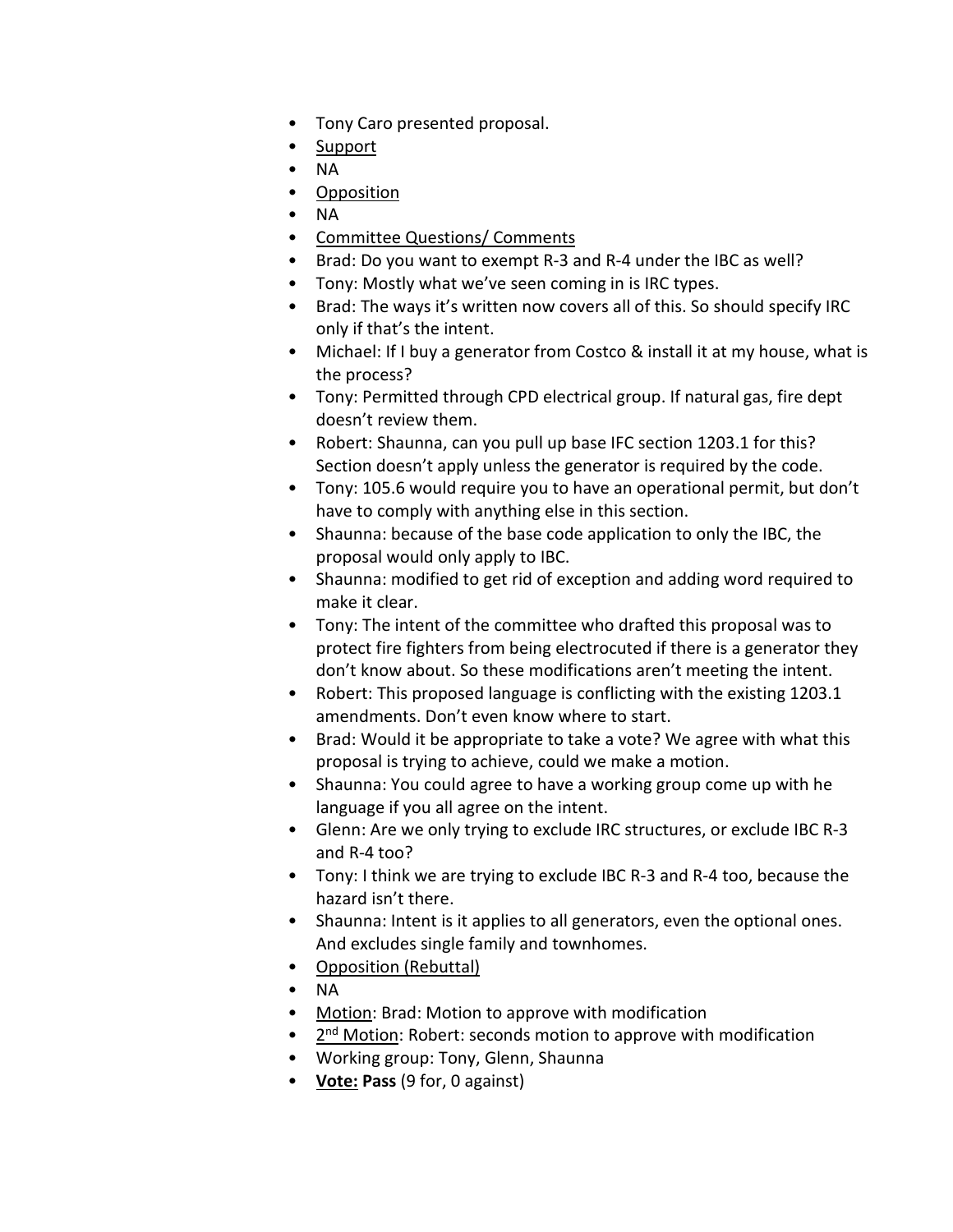- Tony Caro presented proposal.
- Support
- NA
- Opposition
- NA
- Committee Questions/ Comments
- Brad: Do you want to exempt R-3 and R-4 under the IBC as well?
- Tony: Mostly what we've seen coming in is IRC types.
- Brad: The ways it's written now covers all of this. So should specify IRC only if that's the intent.
- Michael: If I buy a generator from Costco & install it at my house, what is the process?
- Tony: Permitted through CPD electrical group. If natural gas, fire dept doesn't review them.
- Robert: Shaunna, can you pull up base IFC section 1203.1 for this? Section doesn't apply unless the generator is required by the code.
- Tony: 105.6 would require you to have an operational permit, but don't have to comply with anything else in this section.
- Shaunna: because of the base code application to only the IBC, the proposal would only apply to IBC.
- Shaunna: modified to get rid of exception and adding word required to make it clear.
- Tony: The intent of the committee who drafted this proposal was to protect fire fighters from being electrocuted if there is a generator they don't know about. So these modifications aren't meeting the intent.
- Robert: This proposed language is conflicting with the existing 1203.1 amendments. Don't even know where to start.
- Brad: Would it be appropriate to take a vote? We agree with what this proposal is trying to achieve, could we make a motion.
- Shaunna: You could agree to have a working group come up with he language if you all agree on the intent.
- Glenn: Are we only trying to exclude IRC structures, or exclude IBC R-3 and R-4 too?
- Tony: I think we are trying to exclude IBC R-3 and R-4 too, because the hazard isn't there.
- Shaunna: Intent is it applies to all generators, even the optional ones. And excludes single family and townhomes.
- Opposition (Rebuttal)
- NA
- Motion: Brad: Motion to approve with modification
- 2nd Motion: Robert: seconds motion to approve with modification
- Working group: Tony, Glenn, Shaunna
- **Vote: Pass** (9 for, 0 against)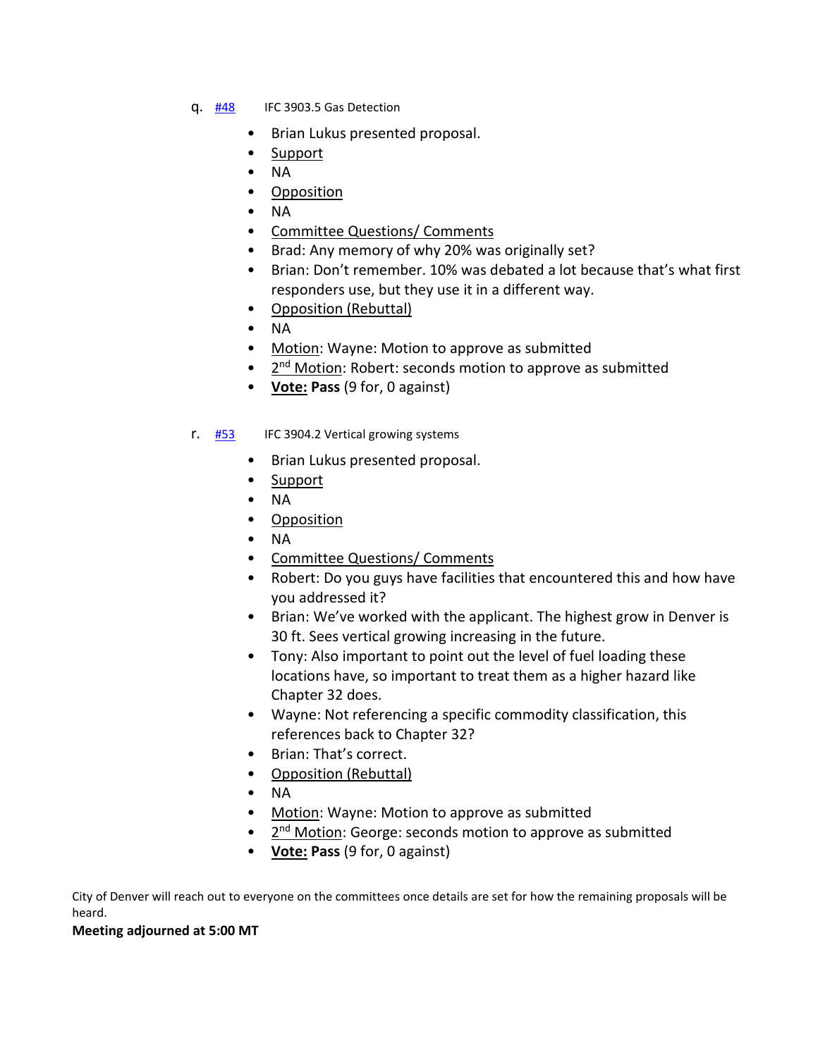q. #48 IFC 3903.5 Gas Detection

- Brian Lukus presented proposal.
- Support
- NA
- Opposition
- NA
- Committee Questions/ Comments
- Brad: Any memory of why 20% was originally set?
- Brian: Don't remember. 10% was debated a lot because that's what first responders use, but they use it in a different way.
- Opposition (Rebuttal)
- NA
- Motion: Wayne: Motion to approve as submitted
- 2nd Motion: Robert: seconds motion to approve as submitted
- **Vote: Pass** (9 for, 0 against)

r. #53 IFC 3904.2 Vertical growing systems

- Brian Lukus presented proposal.
- Support
- NA
- Opposition
- NA
- Committee Questions/ Comments
- Robert: Do you guys have facilities that encountered this and how have you addressed it?
- Brian: We've worked with the applicant. The highest grow in Denver is 30 ft. Sees vertical growing increasing in the future.
- Tony: Also important to point out the level of fuel loading these locations have, so important to treat them as a higher hazard like Chapter 32 does.
- Wayne: Not referencing a specific commodity classification, this references back to Chapter 32?
- Brian: That's correct.
- Opposition (Rebuttal)
- NA
- Motion: Wayne: Motion to approve as submitted
- 2nd Motion: George: seconds motion to approve as submitted
- **Vote: Pass** (9 for, 0 against)

City of Denver will reach out to everyone on the committees once details are set for how the remaining proposals will be heard.

**Meeting adjourned at 5:00 MT**